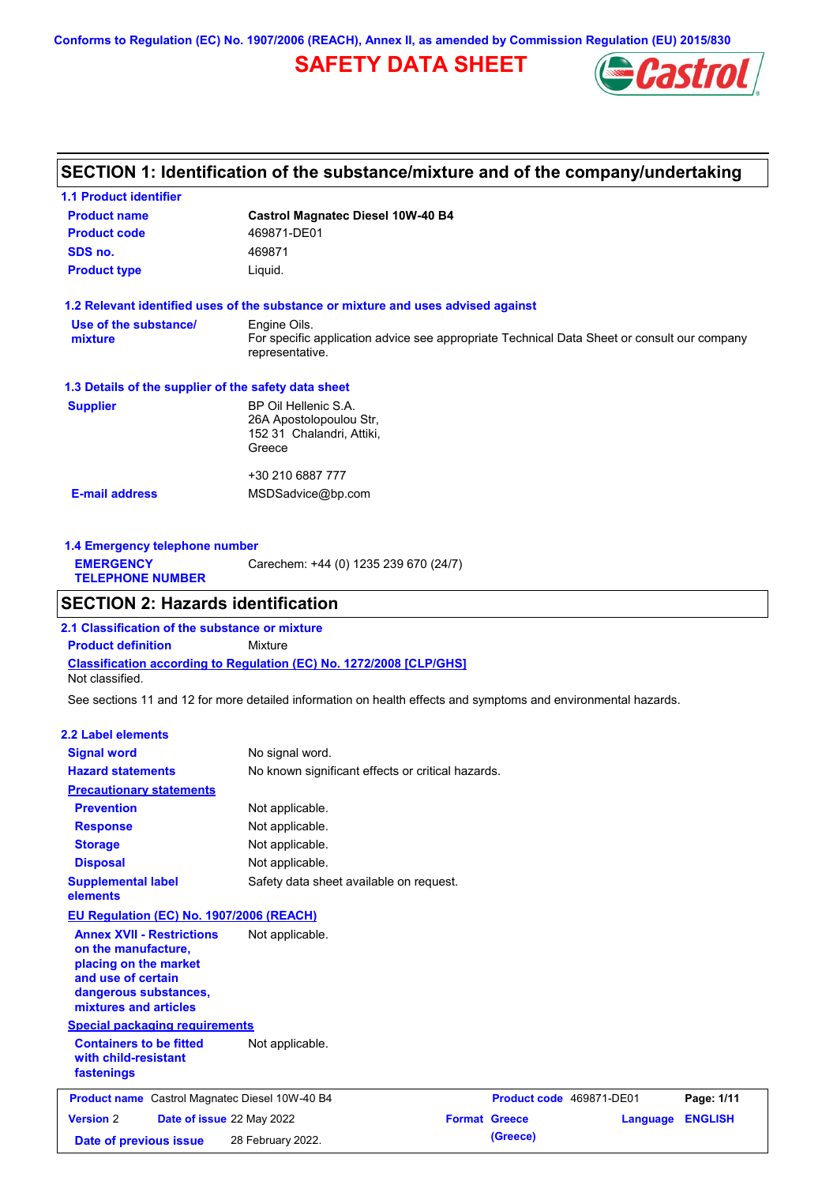Conforms to Regulation (EC) No. 1907/2006 (REACH), Annex II, as amended by Commission Regulation (EU) 2015/830

# SAFETY DATA SHEET

## SECTION 1: Identification of the substance/mixture and of the company/undertaking

### 1.1 Product identifier

| | |
|---|---|
| **Product name** | **Castrol Magnatec Diesel 10W-40 B4** |
| **Product code** | 469871-DE01 |
| **SDS no.** | 469871 |
| **Product type** | Liquid. |

### 1.2 Relevant identified uses of the substance or mixture and uses advised against

| | |
|---|---|
| **Use of the substance/ mixture** | Engine Oils. For specific application advice see appropriate Technical Data Sheet or consult our company representative. |

### 1.3 Details of the supplier of the safety data sheet

| | |
|---|---|
| **Supplier** | BP Oil Hellenic S.A. 26A Apostolopoulou Str, 152 31 Chalandri, Attiki, Greece<br><br>+30 210 6887 777 |
| **E-mail address** | MSDSadvice@bp.com |

### 1.4 Emergency telephone number

| | |
|---|---|
| **EMERGENCY TELEPHONE NUMBER** | Carechem: +44 (0) 1235 239 670 (24/7) |

## SECTION 2: Hazards identification

### 2.1 Classification of the substance or mixture

**Product definition** Mixture

**Classification according to Regulation (EC) No. 1272/2008 [CLP/GHS]**

Not classified.

See sections 11 and 12 for more detailed information on health effects and symptoms and environmental hazards.

### 2.2 Label elements

| | |
|---|---|
| **Signal word** | No signal word. |
| **Hazard statements** | No known significant effects or critical hazards. |
| **Precautionary statements** | |
| **Prevention** | Not applicable. |
| **Response** | Not applicable. |
| **Storage** | Not applicable. |
| **Disposal** | Not applicable. |
| **Supplemental label elements** | Safety data sheet available on request. |

**EU Regulation (EC) No. 1907/2006 (REACH)**

| | |
|---|---|
| **Annex XVII - Restrictions on the manufacture, placing on the market and use of certain dangerous substances, mixtures and articles** | Not applicable. |

**Special packaging requirements**

| | |
|---|---|
| **Containers to be fitted with child-resistant fastenings** | Not applicable. |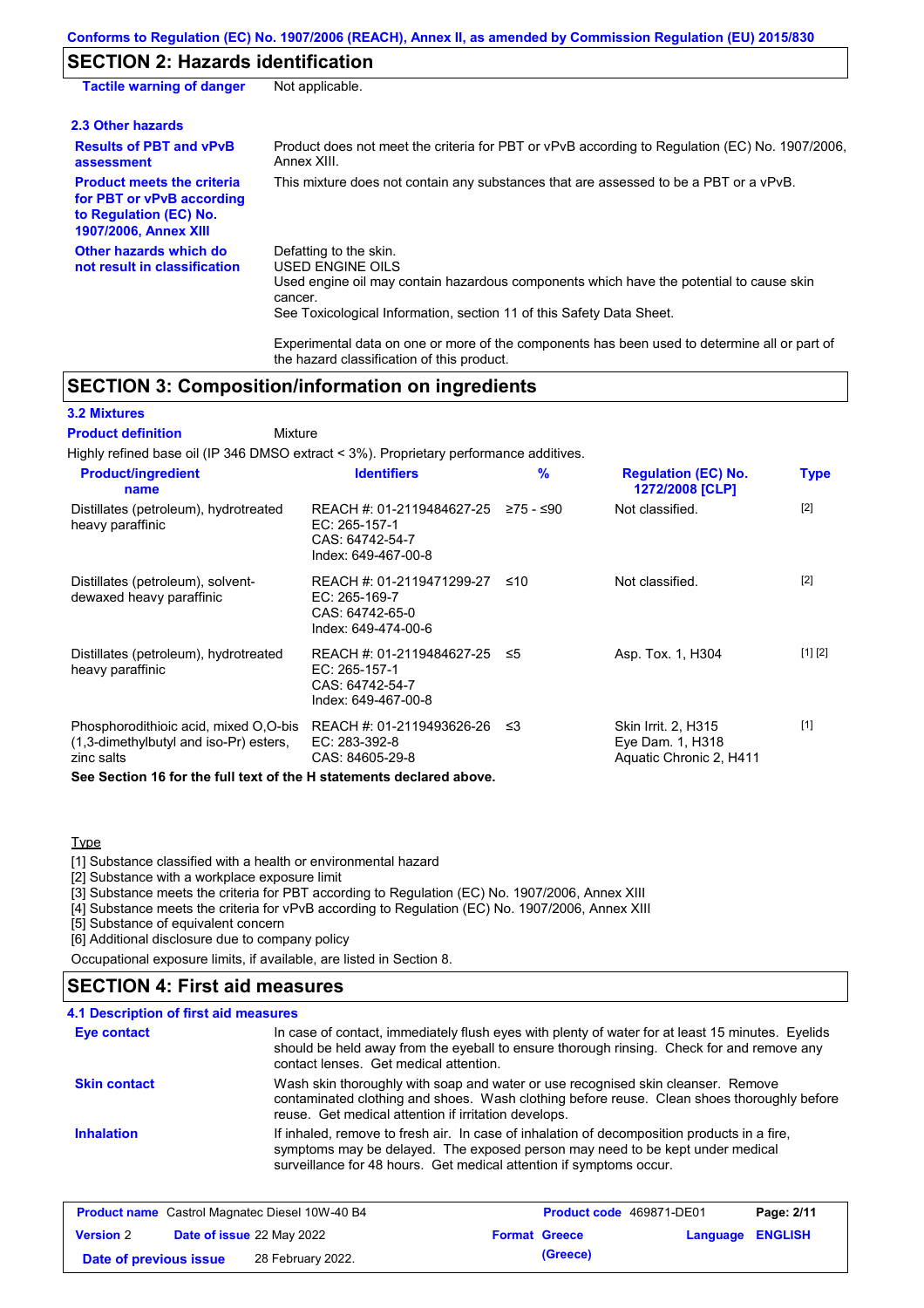## SECTION 2: Hazards identification

| | |
|---|---|
| **Tactile warning of danger** | Not applicable. |

### 2.3 Other hazards

| | |
|---|---|
| **Results of PBT and vPvB assessment** | Product does not meet the criteria for PBT or vPvB according to Regulation (EC) No. 1907/2006, Annex XIII. |
| **Product meets the criteria for PBT or vPvB according to Regulation (EC) No. 1907/2006, Annex XIII** | This mixture does not contain any substances that are assessed to be a PBT or a vPvB. |
| **Other hazards which do not result in classification** | Defatting to the skin.<br>USED ENGINE OILS<br>Used engine oil may contain hazardous components which have the potential to cause skin cancer.<br>See Toxicological Information, section 11 of this Safety Data Sheet.<br><br>Experimental data on one or more of the components has been used to determine all or part of the hazard classification of this product. |

## SECTION 3: Composition/information on ingredients

### 3.2 Mixtures

**Product definition** Mixture

Highly refined base oil (IP 346 DMSO extract < 3%). Proprietary performance additives.

| Product/ingredient name | Identifiers | % | Regulation (EC) No. 1272/2008 [CLP] | Type |
|---|---|---|---|---|
| Distillates (petroleum), hydrotreated heavy paraffinic | REACH #: 01-2119484627-25<br>EC: 265-157-1<br>CAS: 64742-54-7<br>Index: 649-467-00-8 | ≥75 - ≤90 | Not classified. | [2] |
| Distillates (petroleum), solvent-dewaxed heavy paraffinic | REACH #: 01-2119471299-27<br>EC: 265-169-7<br>CAS: 64742-65-0<br>Index: 649-474-00-6 | ≤10 | Not classified. | [2] |
| Distillates (petroleum), hydrotreated heavy paraffinic | REACH #: 01-2119484627-25<br>EC: 265-157-1<br>CAS: 64742-54-7<br>Index: 649-467-00-8 | ≤5 | Asp. Tox. 1, H304 | [1] [2] |
| Phosphorodithioic acid, mixed O,O-bis (1,3-dimethylbutyl and iso-Pr) esters, zinc salts | REACH #: 01-2119493626-26<br>EC: 283-392-8<br>CAS: 84605-29-8 | ≤3 | Skin Irrit. 2, H315<br>Eye Dam. 1, H318<br>Aquatic Chronic 2, H411 | [1] |

**See Section 16 for the full text of the H statements declared above.**

Type

[1] Substance classified with a health or environmental hazard
[2] Substance with a workplace exposure limit
[3] Substance meets the criteria for PBT according to Regulation (EC) No. 1907/2006, Annex XIII
[4] Substance meets the criteria for vPvB according to Regulation (EC) No. 1907/2006, Annex XIII
[5] Substance of equivalent concern
[6] Additional disclosure due to company policy

Occupational exposure limits, if available, are listed in Section 8.

## SECTION 4: First aid measures

### 4.1 Description of first aid measures

| | |
|---|---|
| **Eye contact** | In case of contact, immediately flush eyes with plenty of water for at least 15 minutes. Eyelids should be held away from the eyeball to ensure thorough rinsing. Check for and remove any contact lenses. Get medical attention. |
| **Skin contact** | Wash skin thoroughly with soap and water or use recognised skin cleanser. Remove contaminated clothing and shoes. Wash clothing before reuse. Clean shoes thoroughly before reuse. Get medical attention if irritation develops. |
| **Inhalation** | If inhaled, remove to fresh air. In case of inhalation of decomposition products in a fire, symptoms may be delayed. The exposed person may need to be kept under medical surveillance for 48 hours. Get medical attention if symptoms occur. |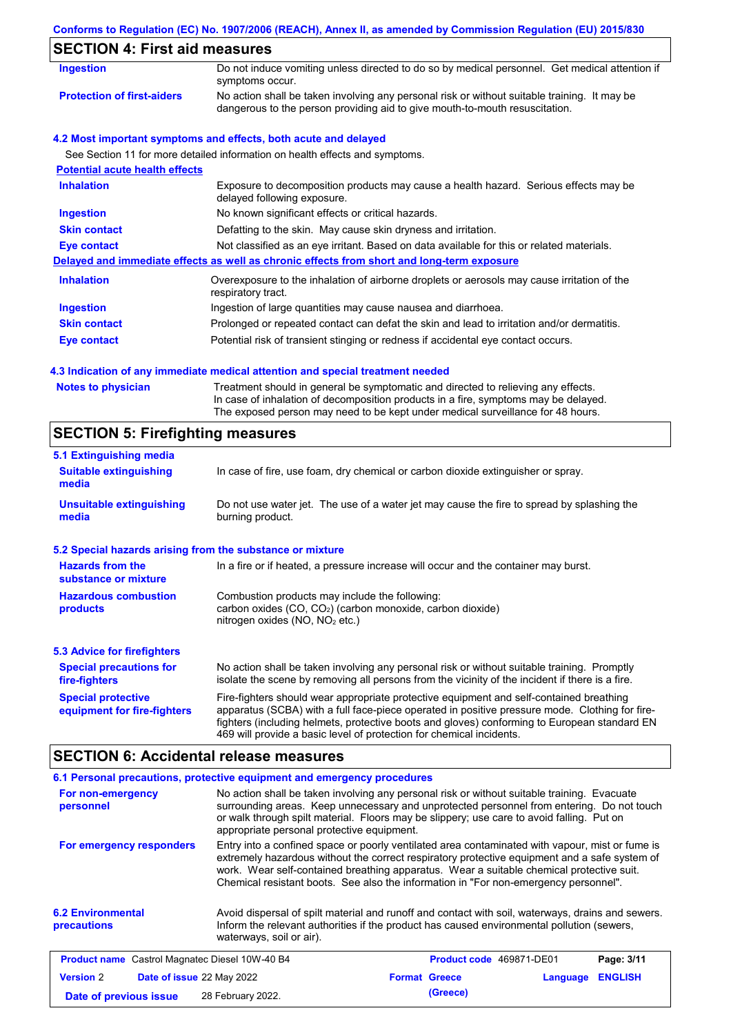## SECTION 4: First aid measures

| | |
|---|---|
| **Ingestion** | Do not induce vomiting unless directed to do so by medical personnel. Get medical attention if symptoms occur. |
| **Protection of first-aiders** | No action shall be taken involving any personal risk or without suitable training. It may be dangerous to the person providing aid to give mouth-to-mouth resuscitation. |

### 4.2 Most important symptoms and effects, both acute and delayed

See Section 11 for more detailed information on health effects and symptoms.

**Potential acute health effects**

| | |
|---|---|
| **Inhalation** | Exposure to decomposition products may cause a health hazard. Serious effects may be delayed following exposure. |
| **Ingestion** | No known significant effects or critical hazards. |
| **Skin contact** | Defatting to the skin. May cause skin dryness and irritation. |
| **Eye contact** | Not classified as an eye irritant. Based on data available for this or related materials. |

**Delayed and immediate effects as well as chronic effects from short and long-term exposure**

| | |
|---|---|
| **Inhalation** | Overexposure to the inhalation of airborne droplets or aerosols may cause irritation of the respiratory tract. |
| **Ingestion** | Ingestion of large quantities may cause nausea and diarrhoea. |
| **Skin contact** | Prolonged or repeated contact can defat the skin and lead to irritation and/or dermatitis. |
| **Eye contact** | Potential risk of transient stinging or redness if accidental eye contact occurs. |

### 4.3 Indication of any immediate medical attention and special treatment needed

| | |
|---|---|
| **Notes to physician** | Treatment should in general be symptomatic and directed to relieving any effects. In case of inhalation of decomposition products in a fire, symptoms may be delayed. The exposed person may need to be kept under medical surveillance for 48 hours. |

## SECTION 5: Firefighting measures

### 5.1 Extinguishing media

| | |
|---|---|
| **Suitable extinguishing media** | In case of fire, use foam, dry chemical or carbon dioxide extinguisher or spray. |
| **Unsuitable extinguishing media** | Do not use water jet. The use of a water jet may cause the fire to spread by splashing the burning product. |

### 5.2 Special hazards arising from the substance or mixture

| | |
|---|---|
| **Hazards from the substance or mixture** | In a fire or if heated, a pressure increase will occur and the container may burst. |
| **Hazardous combustion products** | Combustion products may include the following: carbon oxides (CO, $CO_2$) (carbon monoxide, carbon dioxide) nitrogen oxides (NO, $NO_2$ etc.) |

### 5.3 Advice for firefighters

| | |
|---|---|
| **Special precautions for fire-fighters** | No action shall be taken involving any personal risk or without suitable training. Promptly isolate the scene by removing all persons from the vicinity of the incident if there is a fire. |
| **Special protective equipment for fire-fighters** | Fire-fighters should wear appropriate protective equipment and self-contained breathing apparatus (SCBA) with a full face-piece operated in positive pressure mode. Clothing for fire-fighters (including helmets, protective boots and gloves) conforming to European standard EN 469 will provide a basic level of protection for chemical incidents. |

## SECTION 6: Accidental release measures

### 6.1 Personal precautions, protective equipment and emergency procedures

| | |
|---|---|
| **For non-emergency personnel** | No action shall be taken involving any personal risk or without suitable training. Evacuate surrounding areas. Keep unnecessary and unprotected personnel from entering. Do not touch or walk through spilt material. Floors may be slippery; use care to avoid falling. Put on appropriate personal protective equipment. |
| **For emergency responders** | Entry into a confined space or poorly ventilated area contaminated with vapour, mist or fume is extremely hazardous without the correct respiratory protective equipment and a safe system of work. Wear self-contained breathing apparatus. Wear a suitable chemical protective suit. Chemical resistant boots. See also the information in "For non-emergency personnel". |

| | |
|---|---|
| **6.2 Environmental precautions** | Avoid dispersal of spilt material and runoff and contact with soil, waterways, drains and sewers. Inform the relevant authorities if the product has caused environmental pollution (sewers, waterways, soil or air). |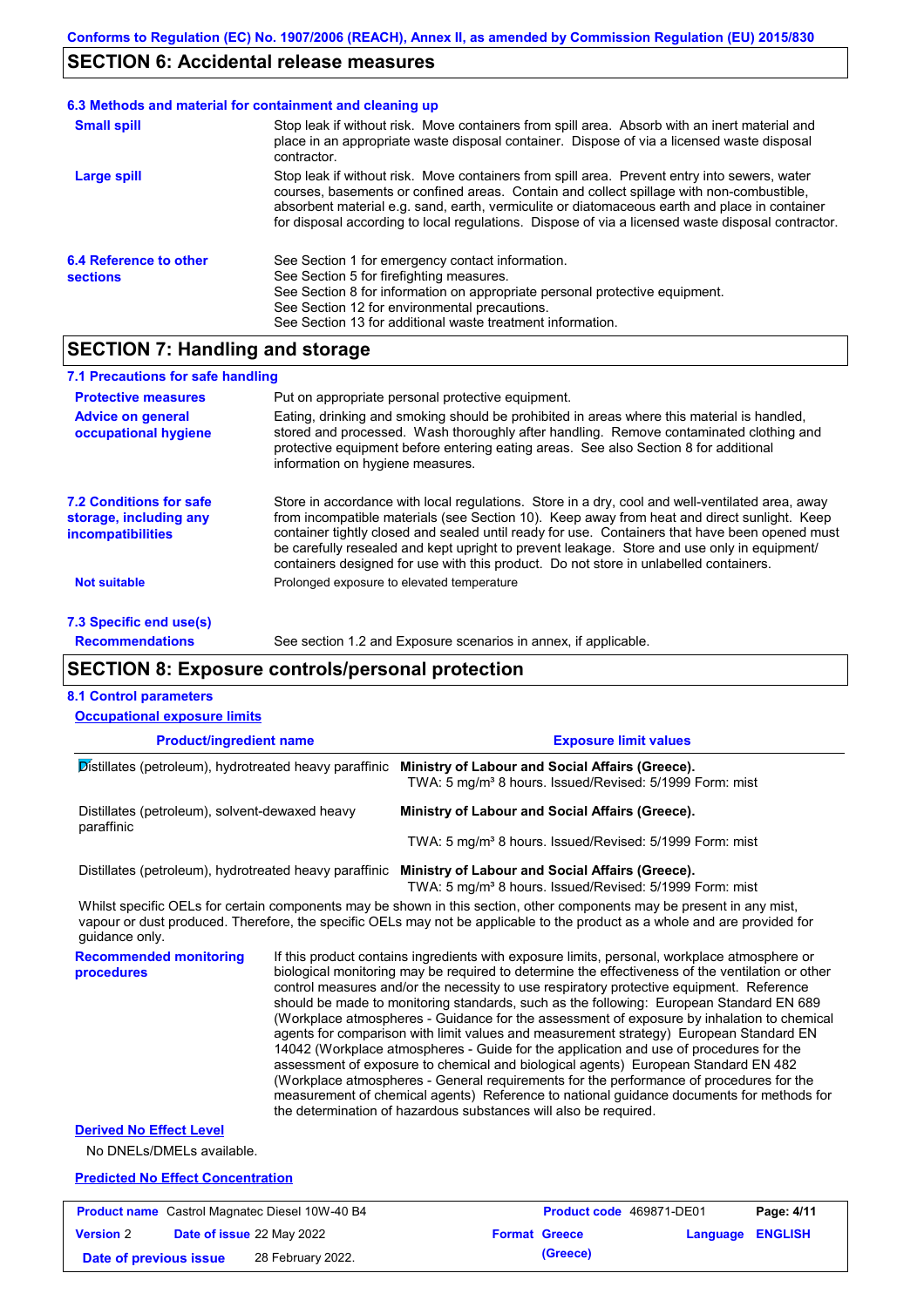## SECTION 6: Accidental release measures

### 6.3 Methods and material for containment and cleaning up

**Small spill** Stop leak if without risk. Move containers from spill area. Absorb with an inert material and place in an appropriate waste disposal container. Dispose of via a licensed waste disposal contractor.

**Large spill** Stop leak if without risk. Move containers from spill area. Prevent entry into sewers, water courses, basements or confined areas. Contain and collect spillage with non-combustible, absorbent material e.g. sand, earth, vermiculite or diatomaceous earth and place in container for disposal according to local regulations. Dispose of via a licensed waste disposal contractor.

### 6.4 Reference to other sections

See Section 1 for emergency contact information.
See Section 5 for firefighting measures.
See Section 8 for information on appropriate personal protective equipment.
See Section 12 for environmental precautions.
See Section 13 for additional waste treatment information.

## SECTION 7: Handling and storage

### 7.1 Precautions for safe handling

**Protective measures** Put on appropriate personal protective equipment.

**Advice on general occupational hygiene** Eating, drinking and smoking should be prohibited in areas where this material is handled, stored and processed. Wash thoroughly after handling. Remove contaminated clothing and protective equipment before entering eating areas. See also Section 8 for additional information on hygiene measures.

### 7.2 Conditions for safe storage, including any incompatibilities

Store in accordance with local regulations. Store in a dry, cool and well-ventilated area, away from incompatible materials (see Section 10). Keep away from heat and direct sunlight. Keep container tightly closed and sealed until ready for use. Containers that have been opened must be carefully resealed and kept upright to prevent leakage. Store and use only in equipment/ containers designed for use with this product. Do not store in unlabelled containers.

**Not suitable** Prolonged exposure to elevated temperature

### 7.3 Specific end use(s)

**Recommendations** See section 1.2 and Exposure scenarios in annex, if applicable.

## SECTION 8: Exposure controls/personal protection

### 8.1 Control parameters

**Occupational exposure limits**

| Product/ingredient name | Exposure limit values |
|---|---|
| Distillates (petroleum), hydrotreated heavy paraffinic | **Ministry of Labour and Social Affairs (Greece).** TWA: 5 mg/m³ 8 hours. Issued/Revised: 5/1999 Form: mist |
| Distillates (petroleum), solvent-dewaxed heavy paraffinic | **Ministry of Labour and Social Affairs (Greece).** TWA: 5 mg/m³ 8 hours. Issued/Revised: 5/1999 Form: mist |
| Distillates (petroleum), hydrotreated heavy paraffinic | **Ministry of Labour and Social Affairs (Greece).** TWA: 5 mg/m³ 8 hours. Issued/Revised: 5/1999 Form: mist |

Whilst specific OELs for certain components may be shown in this section, other components may be present in any mist, vapour or dust produced. Therefore, the specific OELs may not be applicable to the product as a whole and are provided for guidance only.

**Recommended monitoring procedures** If this product contains ingredients with exposure limits, personal, workplace atmosphere or biological monitoring may be required to determine the effectiveness of the ventilation or other control measures and/or the necessity to use respiratory protective equipment. Reference should be made to monitoring standards, such as the following: European Standard EN 689 (Workplace atmospheres - Guidance for the assessment of exposure by inhalation to chemical agents for comparison with limit values and measurement strategy) European Standard EN 14042 (Workplace atmospheres - Guide for the application and use of procedures for the assessment of exposure to chemical and biological agents) European Standard EN 482 (Workplace atmospheres - General requirements for the performance of procedures for the measurement of chemical agents) Reference to national guidance documents for methods for the determination of hazardous substances will also be required.

**Derived No Effect Level**

No DNELs/DMELs available.

**Predicted No Effect Concentration**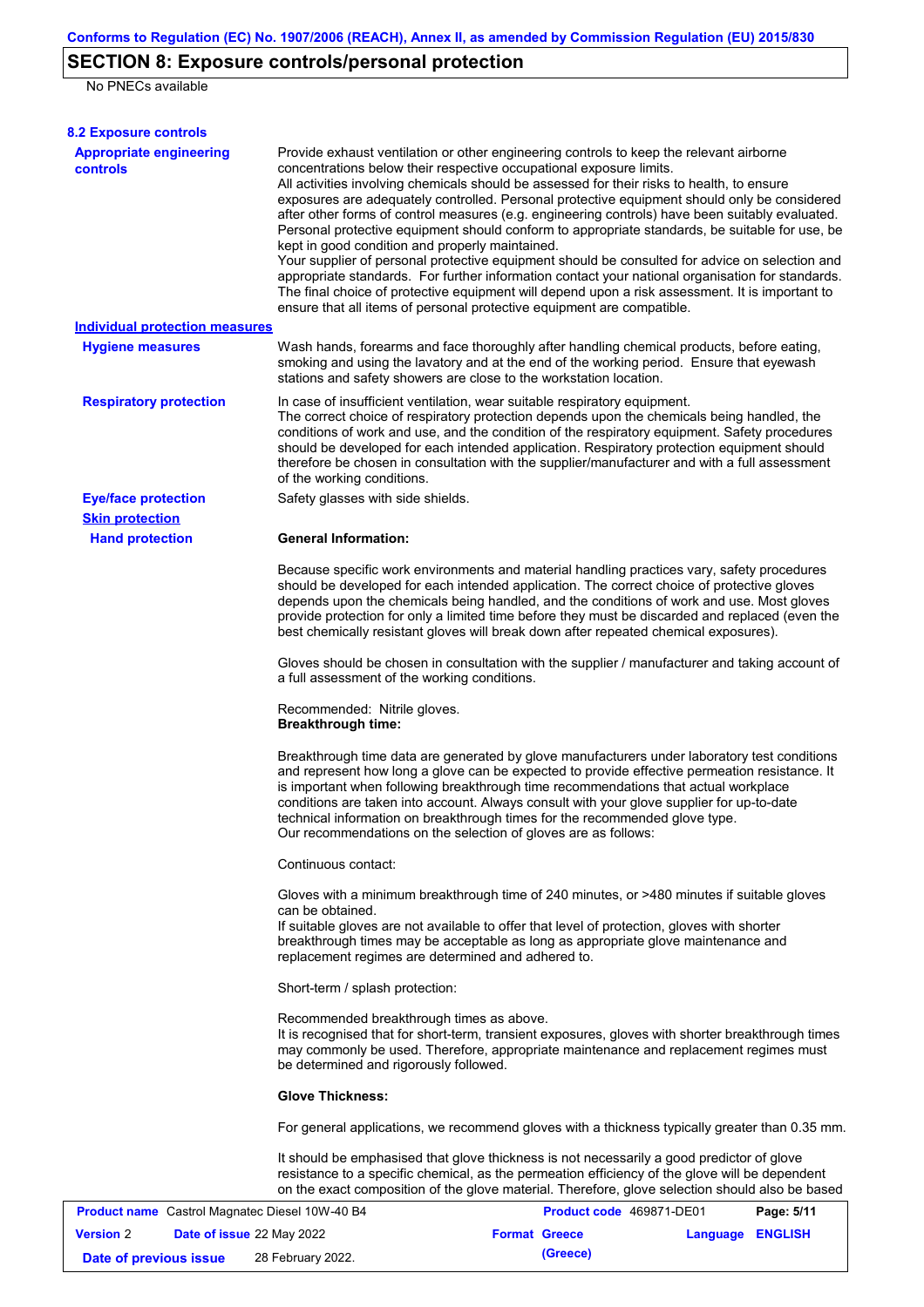## SECTION 8: Exposure controls/personal protection

No PNECs available

### 8.2 Exposure controls

**Appropriate engineering controls**

Provide exhaust ventilation or other engineering controls to keep the relevant airborne concentrations below their respective occupational exposure limits.
All activities involving chemicals should be assessed for their risks to health, to ensure exposures are adequately controlled. Personal protective equipment should only be considered after other forms of control measures (e.g. engineering controls) have been suitably evaluated. Personal protective equipment should conform to appropriate standards, be suitable for use, be kept in good condition and properly maintained.
Your supplier of personal protective equipment should be consulted for advice on selection and appropriate standards. For further information contact your national organisation for standards. The final choice of protective equipment will depend upon a risk assessment. It is important to ensure that all items of personal protective equipment are compatible.

**Individual protection measures**

**Hygiene measures**

Wash hands, forearms and face thoroughly after handling chemical products, before eating, smoking and using the lavatory and at the end of the working period. Ensure that eyewash stations and safety showers are close to the workstation location.

**Respiratory protection**

In case of insufficient ventilation, wear suitable respiratory equipment.
The correct choice of respiratory protection depends upon the chemicals being handled, the conditions of work and use, and the condition of the respiratory equipment. Safety procedures should be developed for each intended application. Respiratory protection equipment should therefore be chosen in consultation with the supplier/manufacturer and with a full assessment of the working conditions.

**Eye/face protection**

Safety glasses with side shields.

**Skin protection**

**Hand protection**

**General Information:**

Because specific work environments and material handling practices vary, safety procedures should be developed for each intended application. The correct choice of protective gloves depends upon the chemicals being handled, and the conditions of work and use. Most gloves provide protection for only a limited time before they must be discarded and replaced (even the best chemically resistant gloves will break down after repeated chemical exposures).

Gloves should be chosen in consultation with the supplier / manufacturer and taking account of a full assessment of the working conditions.

Recommended: Nitrile gloves.
**Breakthrough time:**

Breakthrough time data are generated by glove manufacturers under laboratory test conditions and represent how long a glove can be expected to provide effective permeation resistance. It is important when following breakthrough time recommendations that actual workplace conditions are taken into account. Always consult with your glove supplier for up-to-date technical information on breakthrough times for the recommended glove type.
Our recommendations on the selection of gloves are as follows:

Continuous contact:

Gloves with a minimum breakthrough time of 240 minutes, or >480 minutes if suitable gloves can be obtained.
If suitable gloves are not available to offer that level of protection, gloves with shorter breakthrough times may be acceptable as long as appropriate glove maintenance and replacement regimes are determined and adhered to.

Short-term / splash protection:

Recommended breakthrough times as above.
It is recognised that for short-term, transient exposures, gloves with shorter breakthrough times may commonly be used. Therefore, appropriate maintenance and replacement regimes must be determined and rigorously followed.

**Glove Thickness:**

For general applications, we recommend gloves with a thickness typically greater than 0.35 mm.

It should be emphasised that glove thickness is not necessarily a good predictor of glove resistance to a specific chemical, as the permeation efficiency of the glove will be dependent on the exact composition of the glove material. Therefore, glove selection should also be based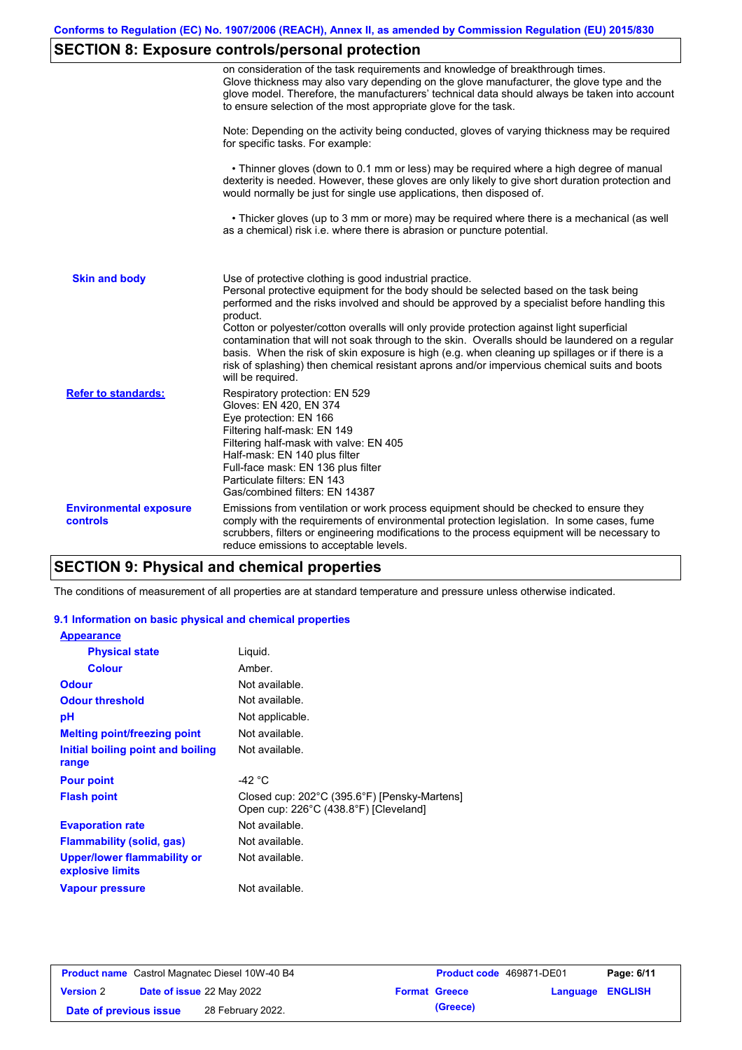## SECTION 8: Exposure controls/personal protection

on consideration of the task requirements and knowledge of breakthrough times. Glove thickness may also vary depending on the glove manufacturer, the glove type and the glove model. Therefore, the manufacturers' technical data should always be taken into account to ensure selection of the most appropriate glove for the task.

Note: Depending on the activity being conducted, gloves of varying thickness may be required for specific tasks. For example:

- Thinner gloves (down to 0.1 mm or less) may be required where a high degree of manual dexterity is needed. However, these gloves are only likely to give short duration protection and would normally be just for single use applications, then disposed of.

- Thicker gloves (up to 3 mm or more) may be required where there is a mechanical (as well as a chemical) risk i.e. where there is abrasion or puncture potential.

**Skin and body**

Use of protective clothing is good industrial practice.
Personal protective equipment for the body should be selected based on the task being performed and the risks involved and should be approved by a specialist before handling this product.
Cotton or polyester/cotton overalls will only provide protection against light superficial contamination that will not soak through to the skin. Overalls should be laundered on a regular basis. When the risk of skin exposure is high (e.g. when cleaning up spillages or if there is a risk of splashing) then chemical resistant aprons and/or impervious chemical suits and boots will be required.

**Refer to standards:**

Respiratory protection: EN 529
Gloves: EN 420, EN 374
Eye protection: EN 166
Filtering half-mask: EN 149
Filtering half-mask with valve: EN 405
Half-mask: EN 140 plus filter
Full-face mask: EN 136 plus filter
Particulate filters: EN 143
Gas/combined filters: EN 14387

**Environmental exposure controls**

Emissions from ventilation or work process equipment should be checked to ensure they comply with the requirements of environmental protection legislation. In some cases, fume scrubbers, filters or engineering modifications to the process equipment will be necessary to reduce emissions to acceptable levels.

## SECTION 9: Physical and chemical properties

The conditions of measurement of all properties are at standard temperature and pressure unless otherwise indicated.

### 9.1 Information on basic physical and chemical properties

**Appearance**

| | |
|---|---|
| **Physical state** | Liquid. |
| **Colour** | Amber. |
| **Odour** | Not available. |
| **Odour threshold** | Not available. |
| **pH** | Not applicable. |
| **Melting point/freezing point** | Not available. |
| **Initial boiling point and boiling range** | Not available. |
| **Pour point** | -42 °C |
| **Flash point** | Closed cup: 202°C (395.6°F) [Pensky-Martens]<br>Open cup: 226°C (438.8°F) [Cleveland] |
| **Evaporation rate** | Not available. |
| **Flammability (solid, gas)** | Not available. |
| **Upper/lower flammability or explosive limits** | Not available. |
| **Vapour pressure** | Not available. |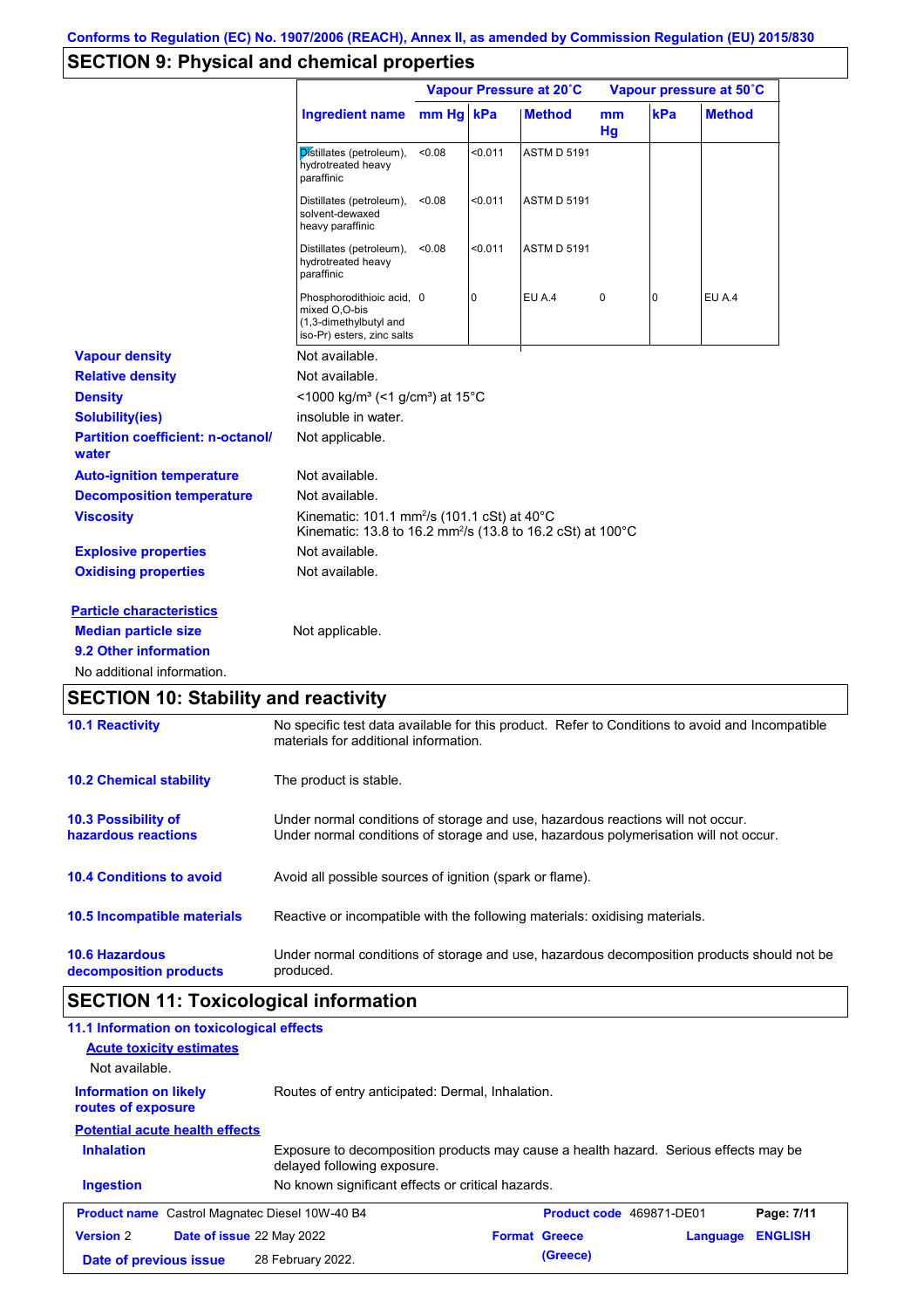## SECTION 9: Physical and chemical properties

| Ingredient name | Vapour Pressure at 20˚C | | | Vapour pressure at 50˚C | | |
|---|---|---|---|---|---|---|
| | mm Hg | kPa | Method | mm Hg | kPa | Method |
| Distillates (petroleum), hydrotreated heavy paraffinic | <0.08 | <0.011 | ASTM D 5191 | | | |
| Distillates (petroleum), solvent-dewaxed heavy paraffinic | <0.08 | <0.011 | ASTM D 5191 | | | |
| Distillates (petroleum), hydrotreated heavy paraffinic | <0.08 | <0.011 | ASTM D 5191 | | | |
| Phosphorodithioic acid, mixed O,O-bis (1,3-dimethylbutyl and iso-Pr) esters, zinc salts | 0 | 0 | EU A.4 | 0 | 0 | EU A.4 |

**Vapour density** Not available.

**Relative density** Not available.

**Density** <1000 kg/m³ (<1 g/cm³) at 15°C

**Solubility(ies)** insoluble in water.

**Partition coefficient: n-octanol/water** Not applicable.

**Auto-ignition temperature** Not available.

**Decomposition temperature** Not available.

**Viscosity** Kinematic: 101.1 mm²/s (101.1 cSt) at 40°C
Kinematic: 13.8 to 16.2 mm²/s (13.8 to 16.2 cSt) at 100°C

**Explosive properties** Not available.

**Oxidising properties** Not available.

**Particle characteristics**

**Median particle size** Not applicable.

**9.2 Other information**

No additional information.

## SECTION 10: Stability and reactivity

**10.1 Reactivity** No specific test data available for this product. Refer to Conditions to avoid and Incompatible materials for additional information.

**10.2 Chemical stability** The product is stable.

**10.3 Possibility of hazardous reactions** Under normal conditions of storage and use, hazardous reactions will not occur.
Under normal conditions of storage and use, hazardous polymerisation will not occur.

**10.4 Conditions to avoid** Avoid all possible sources of ignition (spark or flame).

**10.5 Incompatible materials** Reactive or incompatible with the following materials: oxidising materials.

**10.6 Hazardous decomposition products** Under normal conditions of storage and use, hazardous decomposition products should not be produced.

## SECTION 11: Toxicological information

**11.1 Information on toxicological effects**

**Acute toxicity estimates**

Not available.

**Information on likely routes of exposure** Routes of entry anticipated: Dermal, Inhalation.

**Potential acute health effects**

**Inhalation** Exposure to decomposition products may cause a health hazard. Serious effects may be delayed following exposure.

**Ingestion** No known significant effects or critical hazards.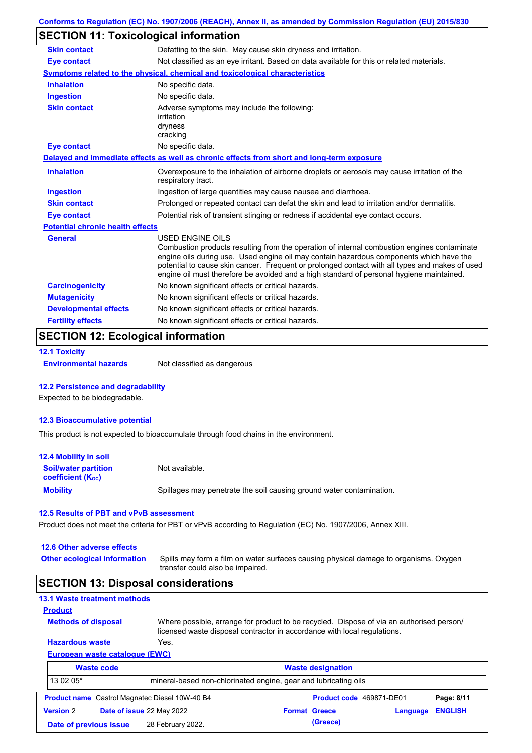## SECTION 11: Toxicological information

| | |
|---|---|
| **Skin contact** | Defatting to the skin. May cause skin dryness and irritation. |
| **Eye contact** | Not classified as an eye irritant. Based on data available for this or related materials. |

**Symptoms related to the physical, chemical and toxicological characteristics**

| | |
|---|---|
| **Inhalation** | No specific data. |
| **Ingestion** | No specific data. |
| **Skin contact** | Adverse symptoms may include the following: irritation dryness cracking |
| **Eye contact** | No specific data. |

**Delayed and immediate effects as well as chronic effects from short and long-term exposure**

| | |
|---|---|
| **Inhalation** | Overexposure to the inhalation of airborne droplets or aerosols may cause irritation of the respiratory tract. |
| **Ingestion** | Ingestion of large quantities may cause nausea and diarrhoea. |
| **Skin contact** | Prolonged or repeated contact can defat the skin and lead to irritation and/or dermatitis. |
| **Eye contact** | Potential risk of transient stinging or redness if accidental eye contact occurs. |

**Potential chronic health effects**

| | |
|---|---|
| **General** | USED ENGINE OILS<br>Combustion products resulting from the operation of internal combustion engines contaminate engine oils during use. Used engine oil may contain hazardous components which have the potential to cause skin cancer. Frequent or prolonged contact with all types and makes of used engine oil must therefore be avoided and a high standard of personal hygiene maintained. |
| **Carcinogenicity** | No known significant effects or critical hazards. |
| **Mutagenicity** | No known significant effects or critical hazards. |
| **Developmental effects** | No known significant effects or critical hazards. |
| **Fertility effects** | No known significant effects or critical hazards. |

## SECTION 12: Ecological information

### 12.1 Toxicity

**Environmental hazards** Not classified as dangerous

### 12.2 Persistence and degradability

Expected to be biodegradable.

### 12.3 Bioaccumulative potential

This product is not expected to bioaccumulate through food chains in the environment.

### 12.4 Mobility in soil

| | |
|---|---|
| **Soil/water partition coefficient ($K_{OC}$)** | Not available. |
| **Mobility** | Spillages may penetrate the soil causing ground water contamination. |

### 12.5 Results of PBT and vPvB assessment

Product does not meet the criteria for PBT or vPvB according to Regulation (EC) No. 1907/2006, Annex XIII.

### 12.6 Other adverse effects

**Other ecological information** Spills may form a film on water surfaces causing physical damage to organisms. Oxygen transfer could also be impaired.

## SECTION 13: Disposal considerations

### 13.1 Waste treatment methods

**Product**

| | |
|---|---|
| **Methods of disposal** | Where possible, arrange for product to be recycled. Dispose of via an authorised person/ licensed waste disposal contractor in accordance with local regulations. |
| **Hazardous waste** | Yes. |

**European waste catalogue (EWC)**

| Waste code | Waste designation |
|---|---|
| 13 02 05* | mineral-based non-chlorinated engine, gear and lubricating oils |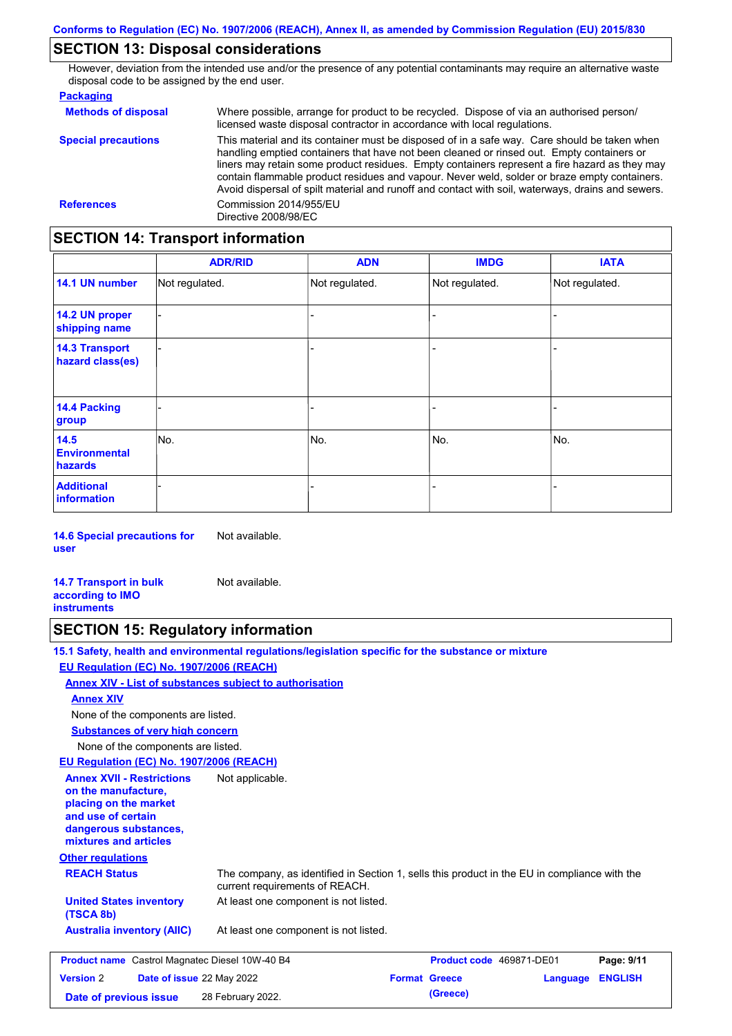## SECTION 13: Disposal considerations

However, deviation from the intended use and/or the presence of any potential contaminants may require an alternative waste disposal code to be assigned by the end user.

**Packaging**

| | |
|---|---|
| **Methods of disposal** | Where possible, arrange for product to be recycled. Dispose of via an authorised person/ licensed waste disposal contractor in accordance with local regulations. |
| **Special precautions** | This material and its container must be disposed of in a safe way. Care should be taken when handling emptied containers that have not been cleaned or rinsed out. Empty containers or liners may retain some product residues. Empty containers represent a fire hazard as they may contain flammable product residues and vapour. Never weld, solder or braze empty containers. Avoid dispersal of spilt material and runoff and contact with soil, waterways, drains and sewers. |
| **References** | Commission 2014/955/EU<br>Directive 2008/98/EC |

## SECTION 14: Transport information

| | ADR/RID | ADN | IMDG | IATA |
|---|---|---|---|---|
| **14.1 UN number** | Not regulated. | Not regulated. | Not regulated. | Not regulated. |
| **14.2 UN proper shipping name** | - | - | - | - |
| **14.3 Transport hazard class(es)** | - | - | - | - |
| **14.4 Packing group** | - | - | - | - |
| **14.5 Environmental hazards** | No. | No. | No. | No. |
| **Additional information** | - | - | - | - |

**14.6 Special precautions for user** Not available.

**14.7 Transport in bulk according to IMO instruments** Not available.

## SECTION 15: Regulatory information

**15.1 Safety, health and environmental regulations/legislation specific for the substance or mixture**

**EU Regulation (EC) No. 1907/2006 (REACH)**

**Annex XIV - List of substances subject to authorisation**

**Annex XIV**

None of the components are listed.

**Substances of very high concern**

None of the components are listed.

**EU Regulation (EC) No. 1907/2006 (REACH)**

| | |
|---|---|
| **Annex XVII - Restrictions on the manufacture, placing on the market and use of certain dangerous substances, mixtures and articles** | Not applicable. |

**Other regulations**

| | |
|---|---|
| **REACH Status** | The company, as identified in Section 1, sells this product in the EU in compliance with the current requirements of REACH. |
| **United States inventory (TSCA 8b)** | At least one component is not listed. |
| **Australia inventory (AIIC)** | At least one component is not listed. |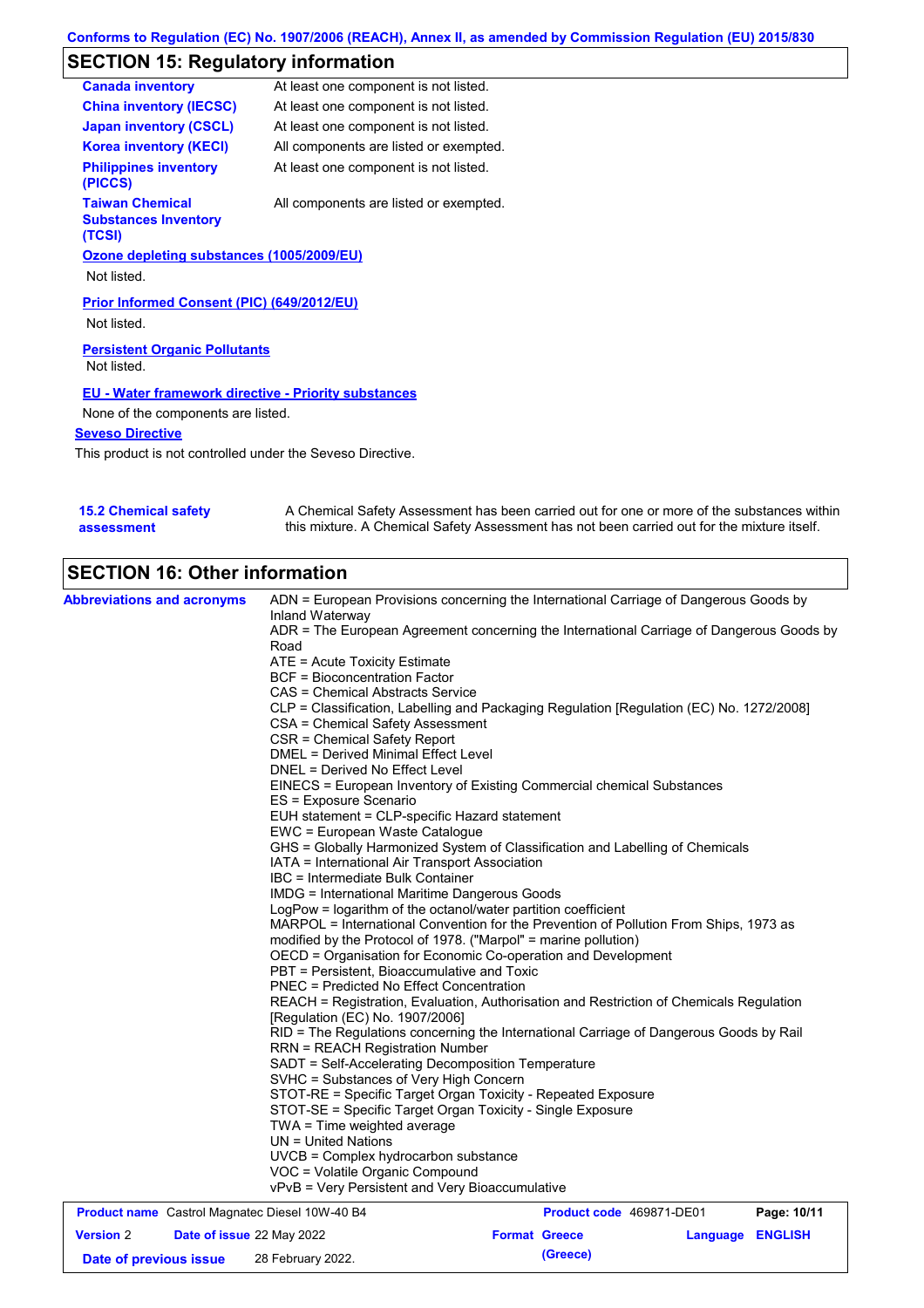## SECTION 15: Regulatory information

| | |
|---|---|
| **Canada inventory** | At least one component is not listed. |
| **China inventory (IECSC)** | At least one component is not listed. |
| **Japan inventory (CSCL)** | At least one component is not listed. |
| **Korea inventory (KECI)** | All components are listed or exempted. |
| **Philippines inventory (PICCS)** | At least one component is not listed. |
| **Taiwan Chemical Substances Inventory (TCSI)** | All components are listed or exempted. |

**Ozone depleting substances (1005/2009/EU)**

Not listed.

**Prior Informed Consent (PIC) (649/2012/EU)**

Not listed.

**Persistent Organic Pollutants**

Not listed.

**EU - Water framework directive - Priority substances**

None of the components are listed.

**Seveso Directive**

This product is not controlled under the Seveso Directive.

**15.2 Chemical safety assessment**

A Chemical Safety Assessment has been carried out for one or more of the substances within this mixture. A Chemical Safety Assessment has not been carried out for the mixture itself.

## SECTION 16: Other information

**Abbreviations and acronyms**

ADN = European Provisions concerning the International Carriage of Dangerous Goods by Inland Waterway
ADR = The European Agreement concerning the International Carriage of Dangerous Goods by Road
ATE = Acute Toxicity Estimate
BCF = Bioconcentration Factor
CAS = Chemical Abstracts Service
CLP = Classification, Labelling and Packaging Regulation [Regulation (EC) No. 1272/2008]
CSA = Chemical Safety Assessment
CSR = Chemical Safety Report
DMEL = Derived Minimal Effect Level
DNEL = Derived No Effect Level
EINECS = European Inventory of Existing Commercial chemical Substances
ES = Exposure Scenario
EUH statement = CLP-specific Hazard statement
EWC = European Waste Catalogue
GHS = Globally Harmonized System of Classification and Labelling of Chemicals
IATA = International Air Transport Association
IBC = Intermediate Bulk Container
IMDG = International Maritime Dangerous Goods
LogPow = logarithm of the octanol/water partition coefficient
MARPOL = International Convention for the Prevention of Pollution From Ships, 1973 as modified by the Protocol of 1978. ("Marpol" = marine pollution)
OECD = Organisation for Economic Co-operation and Development
PBT = Persistent, Bioaccumulative and Toxic
PNEC = Predicted No Effect Concentration
REACH = Registration, Evaluation, Authorisation and Restriction of Chemicals Regulation [Regulation (EC) No. 1907/2006]
RID = The Regulations concerning the International Carriage of Dangerous Goods by Rail
RRN = REACH Registration Number
SADT = Self-Accelerating Decomposition Temperature
SVHC = Substances of Very High Concern
STOT-RE = Specific Target Organ Toxicity - Repeated Exposure
STOT-SE = Specific Target Organ Toxicity - Single Exposure
TWA = Time weighted average
UN = United Nations
UVCB = Complex hydrocarbon substance
VOC = Volatile Organic Compound
vPvB = Very Persistent and Very Bioaccumulative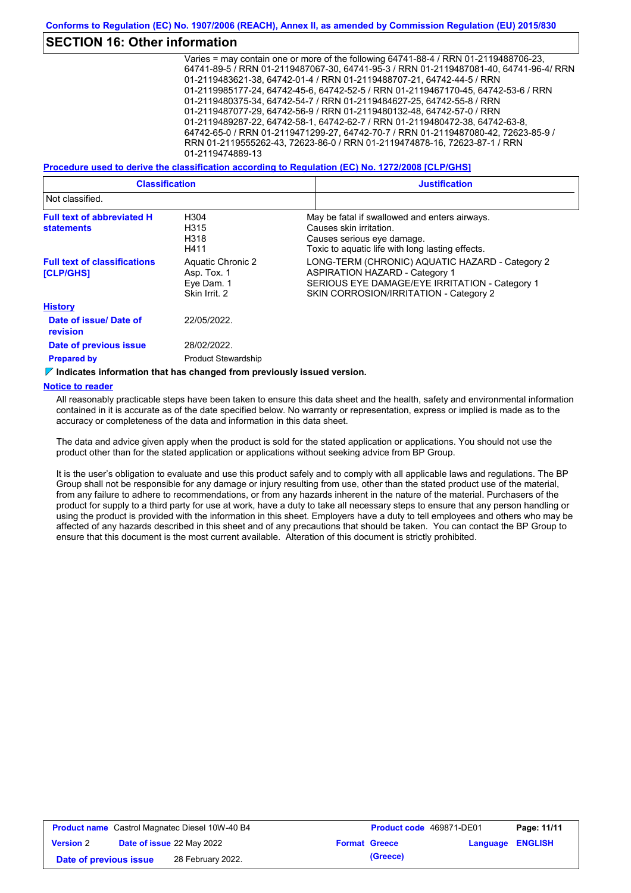Conforms to Regulation (EC) No. 1907/2006 (REACH), Annex II, as amended by Commission Regulation (EU) 2015/830

## SECTION 16: Other information

Varies = may contain one or more of the following 64741-88-4 / RRN 01-2119488706-23, 64741-89-5 / RRN 01-2119487067-30, 64741-95-3 / RRN 01-2119487081-40, 64741-96-4/ RRN 01-2119483621-38, 64742-01-4 / RRN 01-2119488707-21, 64742-44-5 / RRN 01-2119985177-24, 64742-45-6, 64742-52-5 / RRN 01-2119467170-45, 64742-53-6 / RRN 01-2119480375-34, 64742-54-7 / RRN 01-2119484627-25, 64742-55-8 / RRN 01-2119487077-29, 64742-56-9 / RRN 01-2119480132-48, 64742-57-0 / RRN 01-2119489287-22, 64742-58-1, 64742-62-7 / RRN 01-2119480472-38, 64742-63-8, 64742-65-0 / RRN 01-2119471299-27, 64742-70-7 / RRN 01-2119487080-42, 72623-85-9 / RRN 01-2119555262-43, 72623-86-0 / RRN 01-2119474878-16, 72623-87-1 / RRN 01-2119474889-13

**Procedure used to derive the classification according to Regulation (EC) No. 1272/2008 [CLP/GHS]**

| Classification | Justification |
|---|---|
| Not classified. | |

**Full text of abbreviated H statements**

| | |
|---|---|
| H304 | May be fatal if swallowed and enters airways. |
| H315 | Causes skin irritation. |
| H318 | Causes serious eye damage. |
| H411 | Toxic to aquatic life with long lasting effects. |

**Full text of classifications [CLP/GHS]**

| | |
|---|---|
| Aquatic Chronic 2 | LONG-TERM (CHRONIC) AQUATIC HAZARD - Category 2 |
| Asp. Tox. 1 | ASPIRATION HAZARD - Category 1 |
| Eye Dam. 1 | SERIOUS EYE DAMAGE/EYE IRRITATION - Category 1 |
| Skin Irrit. 2 | SKIN CORROSION/IRRITATION - Category 2 |

**History**

**Date of issue/ Date of revision:** 22/05/2022.

**Date of previous issue:** 28/02/2022.

**Prepared by:** Product Stewardship

**Indicates information that has changed from previously issued version.**

**Notice to reader**

All reasonably practicable steps have been taken to ensure this data sheet and the health, safety and environmental information contained in it is accurate as of the date specified below. No warranty or representation, express or implied is made as to the accuracy or completeness of the data and information in this data sheet.

The data and advice given apply when the product is sold for the stated application or applications. You should not use the product other than for the stated application or applications without seeking advice from BP Group.

It is the user's obligation to evaluate and use this product safely and to comply with all applicable laws and regulations. The BP Group shall not be responsible for any damage or injury resulting from use, other than the stated product use of the material, from any failure to adhere to recommendations, or from any hazards inherent in the nature of the material. Purchasers of the product for supply to a third party for use at work, have a duty to take all necessary steps to ensure that any person handling or using the product is provided with the information in this sheet. Employers have a duty to tell employees and others who may be affected of any hazards described in this sheet and of any precautions that should be taken. You can contact the BP Group to ensure that this document is the most current available. Alteration of this document is strictly prohibited.